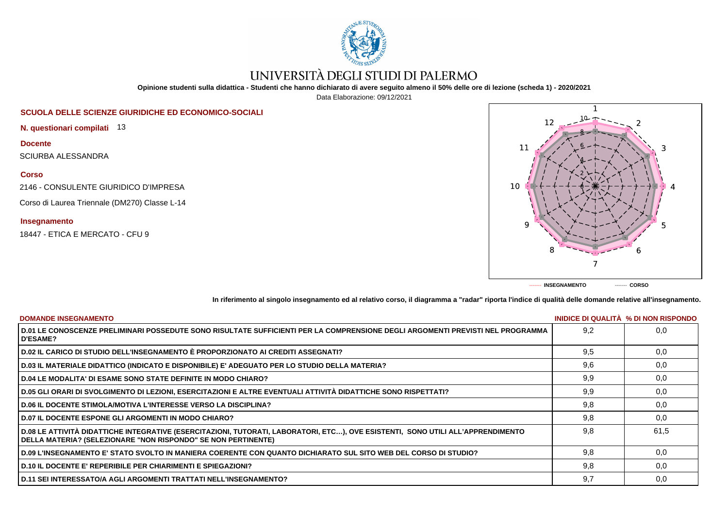# UNIVERSITÀ DEGLI STUDI DI PALERMO

**Opinione studenti sulla didattica - Studenti che hanno dichiarato di avere seguito almeno il 50% delle ore di lezione (scheda 1) - 2020/2021**

Data Elaborazione: 09/12/2021

## SCUOLA DELLE SCIENZE GIURIDICHE ED ECONOMICO-SOCIALI

**N. questionari compilati** 13

**Docente**

SCIURBA ALESSANDRA

**Corso**

2146 - CONSULENTE GIURIDICO D'IMPRESA

Corso di Laurea Triennale (DM270) Classe L-14

**Insegnamento**

18447 - ETICA E MERCATO - CFU 9

------- INSEGNAMENTO ------- CORSO

**In riferimento al singolo insegnamento ed al relativo corso, il diagramma a "radar" riporta l'indice di qualità delle domande relative all'insegnamento.**

| DOMANDE INSEGNAMENTO | INIDICE DI QUALITÀ | % DI NON RISPONDO |
|---|---|---|
| D.01 LE CONOSCENZE PRELIMINARI POSSEDUTE SONO RISULTATE SUFFICIENTI PER LA COMPRENSIONE DEGLI ARGOMENTI PREVISTI NEL PROGRAMMA D'ESAME? | 9,2 | 0,0 |
| D.02 IL CARICO DI STUDIO DELL'INSEGNAMENTO È PROPORZIONATO AI CREDITI ASSEGNATI? | 9,5 | 0,0 |
| D.03 IL MATERIALE DIDATTICO (INDICATO E DISPONIBILE) E' ADEGUATO PER LO STUDIO DELLA MATERIA? | 9,6 | 0,0 |
| D.04 LE MODALITA' DI ESAME SONO STATE DEFINITE IN MODO CHIARO? | 9,9 | 0,0 |
| D.05 GLI ORARI DI SVOLGIMENTO DI LEZIONI, ESERCITAZIONI E ALTRE EVENTUALI ATTIVITÀ DIDATTICHE SONO RISPETTATI? | 9,9 | 0,0 |
| D.06 IL DOCENTE STIMOLA/MOTIVA L'INTERESSE VERSO LA DISCIPLINA? | 9,8 | 0,0 |
| D.07 IL DOCENTE ESPONE GLI ARGOMENTI IN MODO CHIARO? | 9,8 | 0,0 |
| D.08 LE ATTIVITÀ DIDATTICHE INTEGRATIVE (ESERCITAZIONI, TUTORATI, LABORATORI, ETC…), OVE ESISTENTI, SONO UTILI ALL'APPRENDIMENTO DELLA MATERIA? (SELEZIONARE "NON RISPONDO" SE NON PERTINENTE) | 9,8 | 61,5 |
| D.09 L'INSEGNAMENTO E' STATO SVOLTO IN MANIERA COERENTE CON QUANTO DICHIARATO SUL SITO WEB DEL CORSO DI STUDIO? | 9,8 | 0,0 |
| D.10 IL DOCENTE E' REPERIBILE PER CHIARIMENTI E SPIEGAZIONI? | 9,8 | 0,0 |
| D.11 SEI INTERESSATO/A AGLI ARGOMENTI TRATTATI NELL'INSEGNAMENTO? | 9,7 | 0,0 |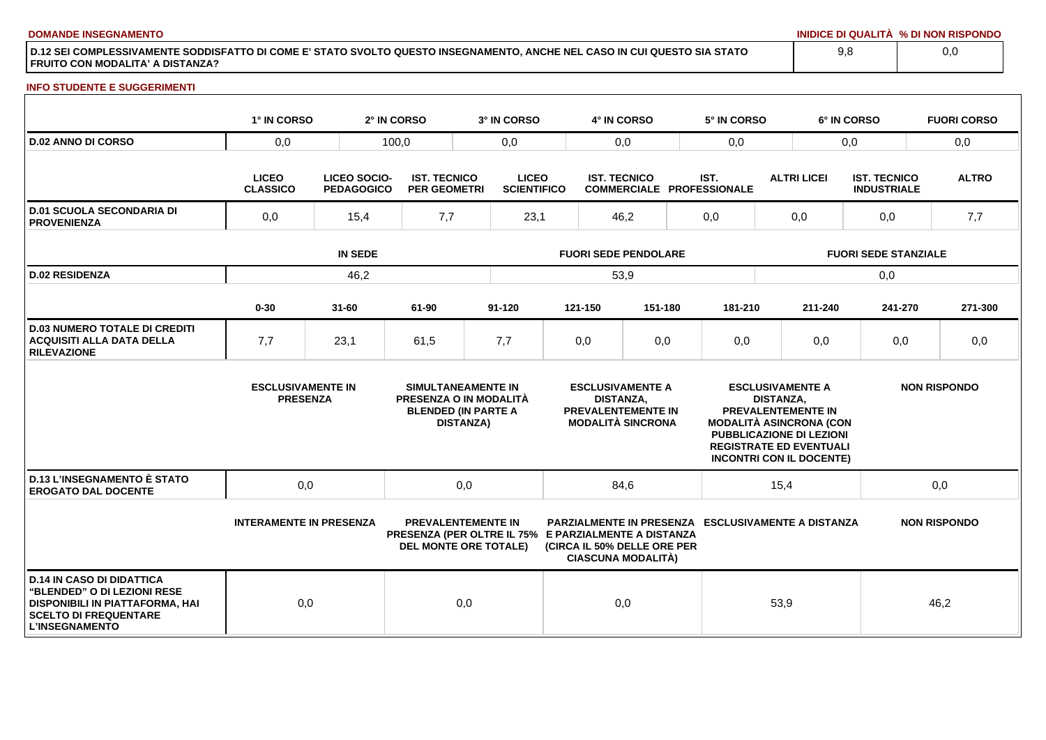**DOMANDE INSEGNAMENTO**

| | INIDICE DI QUALITÀ | % DI NON RISPONDO |
|---|---|---|
| D.12 SEI COMPLESSIVAMENTE SODDISFATTO DI COME E' STATO SVOLTO QUESTO INSEGNAMENTO, ANCHE NEL CASO IN CUI QUESTO SIA STATO FRUITO CON MODALITA' A DISTANZA? | 9,8 | 0,0 |

**INFO STUDENTE E SUGGERIMENTI**

| | 1° IN CORSO | 2° IN CORSO | 3° IN CORSO | 4° IN CORSO | 5° IN CORSO | 6° IN CORSO | FUORI CORSO |
|---|---|---|---|---|---|---|---|
| D.02 ANNO DI CORSO | 0,0 | 100,0 | 0,0 | 0,0 | 0,0 | 0,0 | 0,0 |

| | LICEO CLASSICO | LICEO SOCIO-PEDAGOGICO | IST. TECNICO PER GEOMETRI | LICEO SCIENTIFICO | IST. TECNICO COMMERCIALE | IST. PROFESSIONALE | ALTRI LICEI | IST. TECNICO INDUSTRIALE | ALTRO |
|---|---|---|---|---|---|---|---|---|---|
| D.01 SCUOLA SECONDARIA DI PROVENIENZA | 0,0 | 15,4 | 7,7 | 23,1 | 46,2 | 0,0 | 0,0 | 0,0 | 7,7 |

| | IN SEDE | FUORI SEDE PENDOLARE | FUORI SEDE STANZIALE |
|---|---|---|---|
| D.02 RESIDENZA | 46,2 | 53,9 | 0,0 |

| | 0-30 | 31-60 | 61-90 | 91-120 | 121-150 | 151-180 | 181-210 | 211-240 | 241-270 | 271-300 |
|---|---|---|---|---|---|---|---|---|---|---|
| D.03 NUMERO TOTALE DI CREDITI ACQUISITI ALLA DATA DELLA RILEVAZIONE | 7,7 | 23,1 | 61,5 | 7,7 | 0,0 | 0,0 | 0,0 | 0,0 | 0,0 | 0,0 |

| | ESCLUSIVAMENTE IN PRESENZA | SIMULTANEAMENTE IN PRESENZA O IN MODALITÀ BLENDED (IN PARTE A DISTANZA) | ESCLUSIVAMENTE A DISTANZA, PREVALENTEMENTE IN MODALITÀ SINCRONA | ESCLUSIVAMENTE A DISTANZA, PREVALENTEMENTE IN MODALITÀ ASINCRONA (CON PUBBLICAZIONE DI LEZIONI REGISTRATE ED EVENTUALI INCONTRI CON IL DOCENTE) | NON RISPONDO |
|---|---|---|---|---|---|
| D.13 L'INSEGNAMENTO È STATO EROGATO DAL DOCENTE | 0,0 | 0,0 | 84,6 | 15,4 | 0,0 |

| | INTERAMENTE IN PRESENZA | PREVALENTEMENTE IN PRESENZA (PER OLTRE IL 75% DEL MONTE ORE TOTALE) | PARZIALMENTE IN PRESENZA E PARZIALMENTE A DISTANZA (CIRCA IL 50% DELLE ORE PER CIASCUNA MODALITÀ) | ESCLUSIVAMENTE A DISTANZA | NON RISPONDO |
|---|---|---|---|---|---|
| D.14 IN CASO DI DIDATTICA "BLENDED" O DI LEZIONI RESE DISPONIBILI IN PIATTAFORMA, HAI SCELTO DI FREQUENTARE L'INSEGNAMENTO | 0,0 | 0,0 | 0,0 | 53,9 | 46,2 |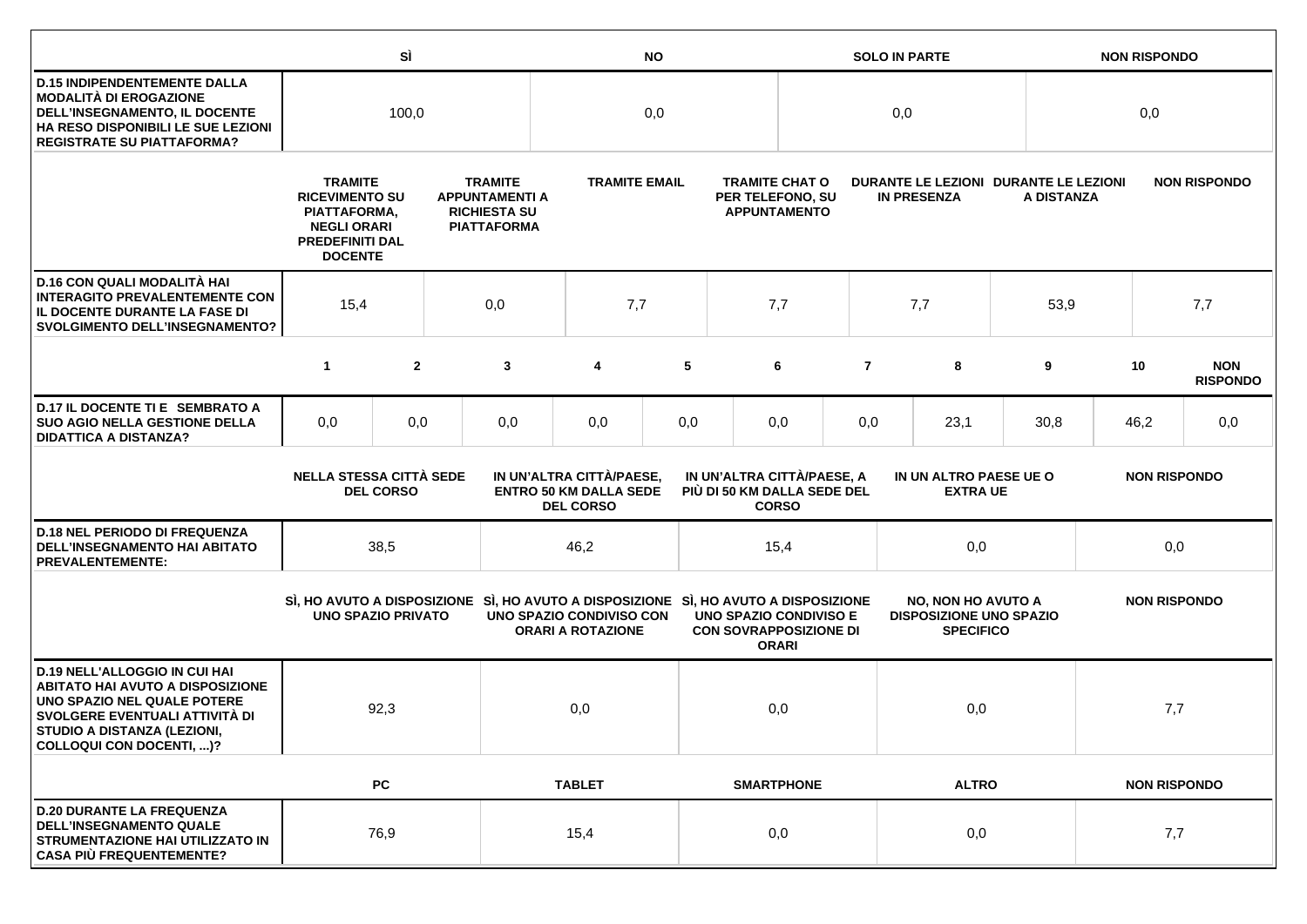| | SÌ | NO | SOLO IN PARTE | NON RISPONDO |
|---|---|---|---|---|
| D.15 INDIPENDENTEMENTE DALLA MODALITÀ DI EROGAZIONE DELL'INSEGNAMENTO, IL DOCENTE HA RESO DISPONIBILI LE SUE LEZIONI REGISTRATE SU PIATTAFORMA? | 100,0 | 0,0 | 0,0 | 0,0 |

| | TRAMITE RICEVIMENTO SU PIATTAFORMA, NEGLI ORARI PREDEFINITI DAL DOCENTE | TRAMITE APPUNTAMENTI A RICHIESTA SU PIATTAFORMA | TRAMITE EMAIL | TRAMITE CHAT O PER TELEFONO, SU APPUNTAMENTO | DURANTE LE LEZIONI IN PRESENZA | DURANTE LE LEZIONI A DISTANZA | NON RISPONDO |
|---|---|---|---|---|---|---|---|
| D.16 CON QUALI MODALITÀ HAI INTERAGITO PREVALENTEMENTE CON IL DOCENTE DURANTE LA FASE DI SVOLGIMENTO DELL'INSEGNAMENTO? | 15,4 | 0,0 | 7,7 | 7,7 | 7,7 | 53,9 | 7,7 |

| | 1 | 2 | 3 | 4 | 5 | 6 | 7 | 8 | 9 | 10 | NON RISPONDO |
|---|---|---|---|---|---|---|---|---|---|---|---|
| D.17 IL DOCENTE TI E SEMBRATO A SUO AGIO NELLA GESTIONE DELLA DIDATTICA A DISTANZA? | 0,0 | 0,0 | 0,0 | 0,0 | 0,0 | 0,0 | 0,0 | 23,1 | 30,8 | 46,2 | 0,0 |

| | NELLA STESSA CITTÀ SEDE DEL CORSO | IN UN'ALTRA CITTÀ/PAESE, ENTRO 50 KM DALLA SEDE DEL CORSO | IN UN'ALTRA CITTÀ/PAESE, A PIÙ DI 50 KM DALLA SEDE DEL CORSO | IN UN ALTRO PAESE UE O EXTRA UE | NON RISPONDO |
|---|---|---|---|---|---|
| D.18 NEL PERIODO DI FREQUENZA DELL'INSEGNAMENTO HAI ABITATO PREVALENTEMENTE: | 38,5 | 46,2 | 15,4 | 0,0 | 0,0 |

| | SÌ, HO AVUTO A DISPOSIZIONE UNO SPAZIO PRIVATO | SÌ, HO AVUTO A DISPOSIZIONE UNO SPAZIO CONDIVISO CON ORARI A ROTAZIONE | SÌ, HO AVUTO A DISPOSIZIONE UNO SPAZIO CONDIVISO E CON SOVRAPPOSIZIONE DI ORARI | NO, NON HO AVUTO A DISPOSIZIONE UNO SPAZIO SPECIFICO | NON RISPONDO |
|---|---|---|---|---|---|
| D.19 NELL'ALLOGGIO IN CUI HAI ABITATO HAI AVUTO A DISPOSIZIONE UNO SPAZIO NEL QUALE POTERE SVOLGERE EVENTUALI ATTIVITÀ DI STUDIO A DISTANZA (LEZIONI, COLLOQUI CON DOCENTI, ...)? | 92,3 | 0,0 | 0,0 | 0,0 | 7,7 |

| | PC | TABLET | SMARTPHONE | ALTRO | NON RISPONDO |
|---|---|---|---|---|---|
| D.20 DURANTE LA FREQUENZA DELL'INSEGNAMENTO QUALE STRUMENTAZIONE HAI UTILIZZATO IN CASA PIÙ FREQUENTEMENTE? | 76,9 | 15,4 | 0,0 | 0,0 | 7,7 |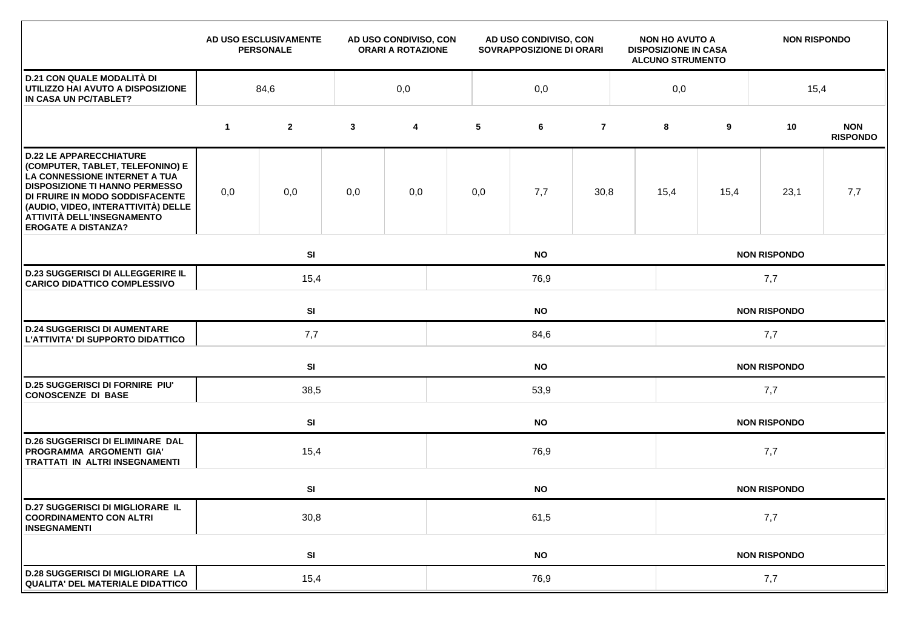| | AD USO ESCLUSIVAMENTE PERSONALE | AD USO CONDIVISO, CON ORARI A ROTAZIONE | AD USO CONDIVISO, CON SOVRAPPOSIZIONE DI ORARI | NON HO AVUTO A DISPOSIZIONE IN CASA ALCUNO STRUMENTO | NON RISPONDO |
|---|---|---|---|---|---|
| **D.21 CON QUALE MODALITÀ DI UTILIZZO HAI AVUTO A DISPOSIZIONE IN CASA UN PC/TABLET?** | 84,6 | 0,0 | 0,0 | 0,0 | 15,4 |

| | 1 | 2 | 3 | 4 | 5 | 6 | 7 | 8 | 9 | 10 | NON RISPONDO |
|---|---|---|---|---|---|---|---|---|---|---|---|
| **D.22 LE APPARECCHIATURE (COMPUTER, TABLET, TELEFONINO) E LA CONNESSIONE INTERNET A TUA DISPOSIZIONE TI HANNO PERMESSO DI FRUIRE IN MODO SODDISFACENTE (AUDIO, VIDEO, INTERATTIVITÀ) DELLE ATTIVITÀ DELL'INSEGNAMENTO EROGATE A DISTANZA?** | 0,0 | 0,0 | 0,0 | 0,0 | 0,0 | 7,7 | 30,8 | 15,4 | 15,4 | 23,1 | 7,7 |

| | SI | NO | NON RISPONDO |
|---|---|---|---|
| **D.23 SUGGERISCI DI ALLEGGERIRE IL CARICO DIDATTICO COMPLESSIVO** | 15,4 | 76,9 | 7,7 |
| **D.24 SUGGERISCI DI AUMENTARE L'ATTIVITA' DI SUPPORTO DIDATTICO** | 7,7 | 84,6 | 7,7 |
| **D.25 SUGGERISCI DI FORNIRE PIU' CONOSCENZE DI BASE** | 38,5 | 53,9 | 7,7 |
| **D.26 SUGGERISCI DI ELIMINARE DAL PROGRAMMA ARGOMENTI GIA' TRATTATI IN ALTRI INSEGNAMENTI** | 15,4 | 76,9 | 7,7 |
| **D.27 SUGGERISCI DI MIGLIORARE IL COORDINAMENTO CON ALTRI INSEGNAMENTI** | 30,8 | 61,5 | 7,7 |
| **D.28 SUGGERISCI DI MIGLIORARE LA QUALITA' DEL MATERIALE DIDATTICO** | 15,4 | 76,9 | 7,7 |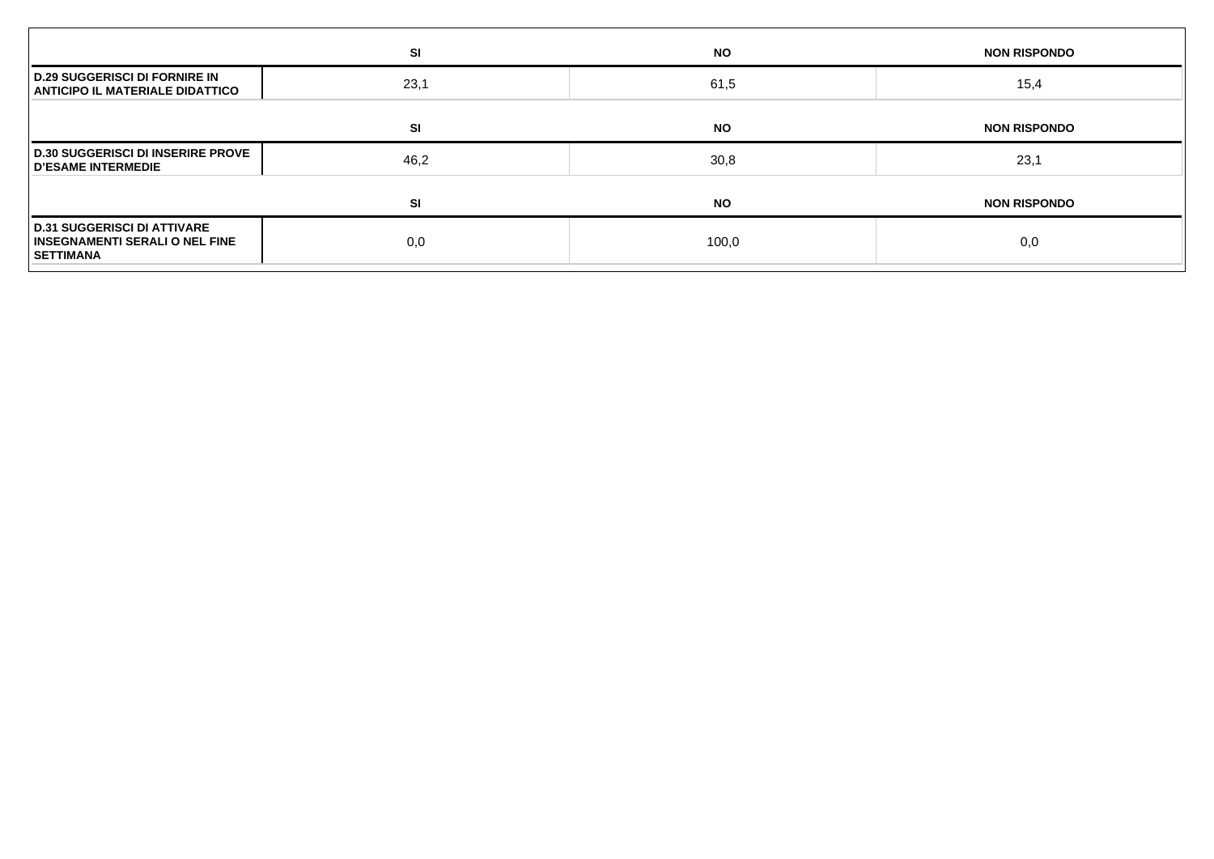| | SI | NO | NON RISPONDO |
|---|---|---|---|
| **D.29 SUGGERISCI DI FORNIRE IN ANTICIPO IL MATERIALE DIDATTICO** | 23,1 | 61,5 | 15,4 |

| | SI | NO | NON RISPONDO |
|---|---|---|---|
| **D.30 SUGGERISCI DI INSERIRE PROVE D'ESAME INTERMEDIE** | 46,2 | 30,8 | 23,1 |

| | SI | NO | NON RISPONDO |
|---|---|---|---|
| **D.31 SUGGERISCI DI ATTIVARE INSEGNAMENTI SERALI O NEL FINE SETTIMANA** | 0,0 | 100,0 | 0,0 |